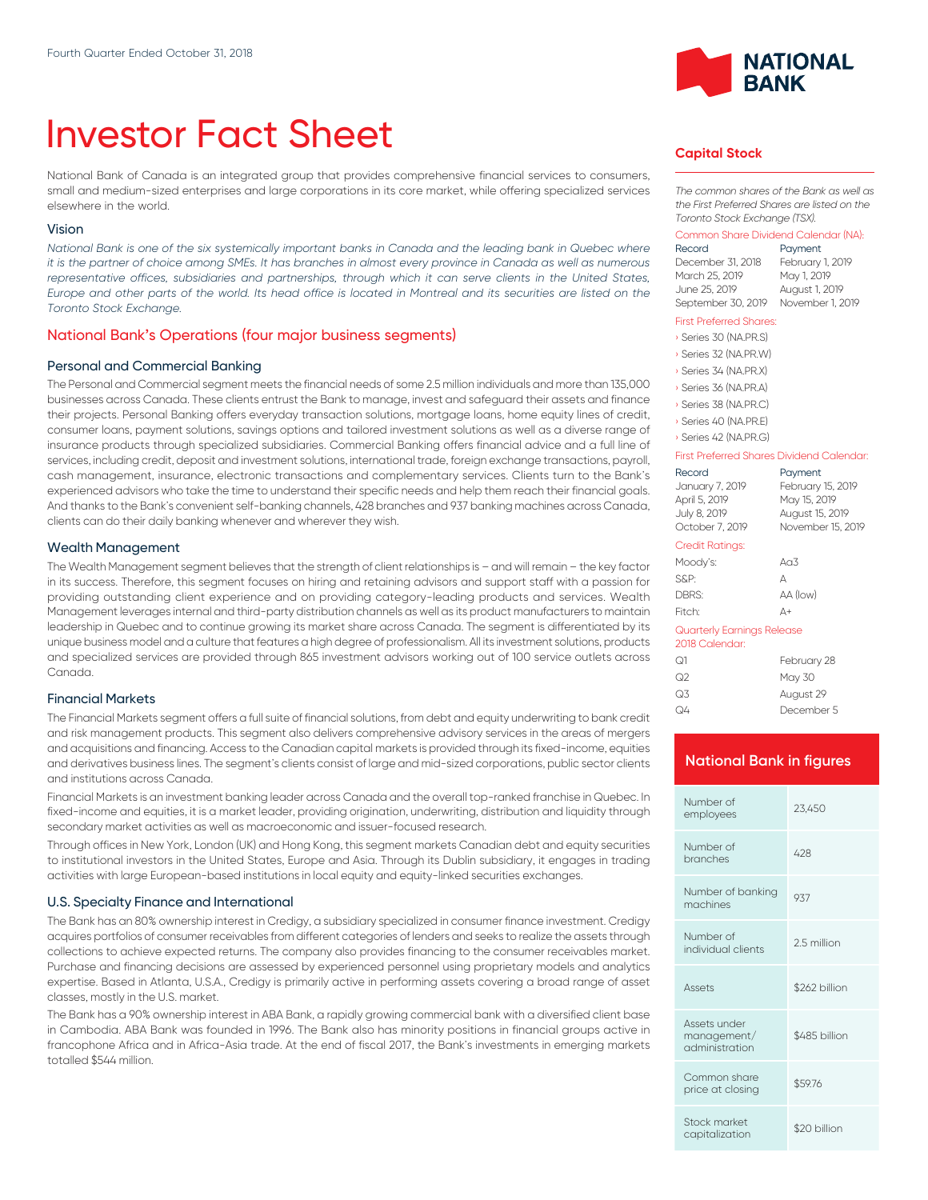Fourth Quarter Ended October 31, 2018

# Investor Fact Sheet

National Bank of Canada is an integrated group that provides comprehensive financial services to consumers, small and medium-sized enterprises and large corporations in its core market, while offering specialized services elsewhere in the world.

## Vision

*National Bank is one of the six systemically important banks in Canada and the leading bank in Quebec where it is the partner of choice among SMEs. It has branches in almost every province in Canada as well as numerous representative offices, subsidiaries and partnerships, through which it can serve clients in the United States, Europe and other parts of the world. Its head office is located in Montreal and its securities are listed on the Toronto Stock Exchange.*

## National Bank's Operations (four major business segments)

### Personal and Commercial Banking

The Personal and Commercial segment meets the financial needs of some 2.5 million individuals and more than 135,000 businesses across Canada. These clients entrust the Bank to manage, invest and safeguard their assets and finance their projects. Personal Banking offers everyday transaction solutions, mortgage loans, home equity lines of credit, consumer loans, payment solutions, savings options and tailored investment solutions as well as a diverse range of insurance products through specialized subsidiaries. Commercial Banking offers financial advice and a full line of services, including credit, deposit and investment solutions, international trade, foreign exchange transactions, payroll, cash management, insurance, electronic transactions and complementary services. Clients turn to the Bank's experienced advisors who take the time to understand their specific needs and help them reach their financial goals. And thanks to the Bank's convenient self-banking channels, 428 branches and 937 banking machines across Canada, clients can do their daily banking whenever and wherever they wish.

### Wealth Management

The Wealth Management segment believes that the strength of client relationships is – and will remain – the key factor in its success. Therefore, this segment focuses on hiring and retaining advisors and support staff with a passion for providing outstanding client experience and on providing category-leading products and services. Wealth Management leverages internal and third-party distribution channels as well as its product manufacturers to maintain leadership in Quebec and to continue growing its market share across Canada. The segment is differentiated by its unique business model and a culture that features a high degree of professionalism. All its investment solutions, products and specialized services are provided through 865 investment advisors working out of 100 service outlets across Canada.

### Financial Markets

The Financial Markets segment offers a full suite of financial solutions, from debt and equity underwriting to bank credit and risk management products. This segment also delivers comprehensive advisory services in the areas of mergers and acquisitions and financing. Access to the Canadian capital markets is provided through its fixed-income, equities and derivatives business lines. The segment's clients consist of large and mid-sized corporations, public sector clients and institutions across Canada.

Financial Markets is an investment banking leader across Canada and the overall top-ranked franchise in Quebec. In fixed-income and equities, it is a market leader, providing origination, underwriting, distribution and liquidity through secondary market activities as well as macroeconomic and issuer-focused research.

Through offices in New York, London (UK) and Hong Kong, this segment markets Canadian debt and equity securities to institutional investors in the United States, Europe and Asia. Through its Dublin subsidiary, it engages in trading activities with large European-based institutions in local equity and equity-linked securities exchanges.

### U.S. Specialty Finance and International

The Bank has an 80% ownership interest in Credigy, a subsidiary specialized in consumer finance investment. Credigy acquires portfolios of consumer receivables from different categories of lenders and seeks to realize the assets through collections to achieve expected returns. The company also provides financing to the consumer receivables market. Purchase and financing decisions are assessed by experienced personnel using proprietary models and analytics expertise. Based in Atlanta, U.S.A., Credigy is primarily active in performing assets covering a broad range of asset classes, mostly in the U.S. market.

The Bank has a 90% ownership interest in ABA Bank, a rapidly growing commercial bank with a diversified client base in Cambodia. ABA Bank was founded in 1996. The Bank also has minority positions in financial groups active in francophone Africa and in Africa-Asia trade. At the end of fiscal 2017, the Bank's investments in emerging markets totalled $544 million.

## Capital Stock

*The common shares of the Bank as well as the First Preferred Shares are listed on the Toronto Stock Exchange (TSX).*

**Common Share Dividend Calendar (NA):**

| Record | Payment |
|---|---|
| December 31, 2018 | February 1, 2019 |
| March 25, 2019 | May 1, 2019 |
| June 25, 2019 | August 1, 2019 |
| September 30, 2019 | November 1, 2019 |

**First Preferred Shares:**

- Series 30 (NA.PR.S)
- Series 32 (NA.PR.W)
- Series 34 (NA.PR.X)
- Series 36 (NA.PR.A)
- Series 38 (NA.PR.C)
- Series 40 (NA.PR.E)
- Series 42 (NA.PR.G)

**First Preferred Shares Dividend Calendar:**

| Record | Payment |
|---|---|
| January 7, 2019 | February 15, 2019 |
| April 5, 2019 | May 15, 2019 |
| July 8, 2019 | August 15, 2019 |
| October 7, 2019 | November 15, 2019 |

**Credit Ratings:**

| | |
|---|---|
| Moody's: | Aa3 |
| S&P: | A |
| DBRS: | AA (low) |
| Fitch: | A+ |

**Quarterly Earnings Release 2018 Calendar:**

| | |
|---|---|
| Q1 | February 28 |
| Q2 | May 30 |
| Q3 | August 29 |
| Q4 | December 5 |

## National Bank in figures

| | |
|---|---|
| Number of employees | 23,450 |
| Number of branches | 428 |
| Number of banking machines | 937 |
| Number of individual clients | 2.5 million |
| Assets | $262 billion |
| Assets under management/administration | $485 billion |
| Common share price at closing | $59.76 |
| Stock market capitalization | $20 billion |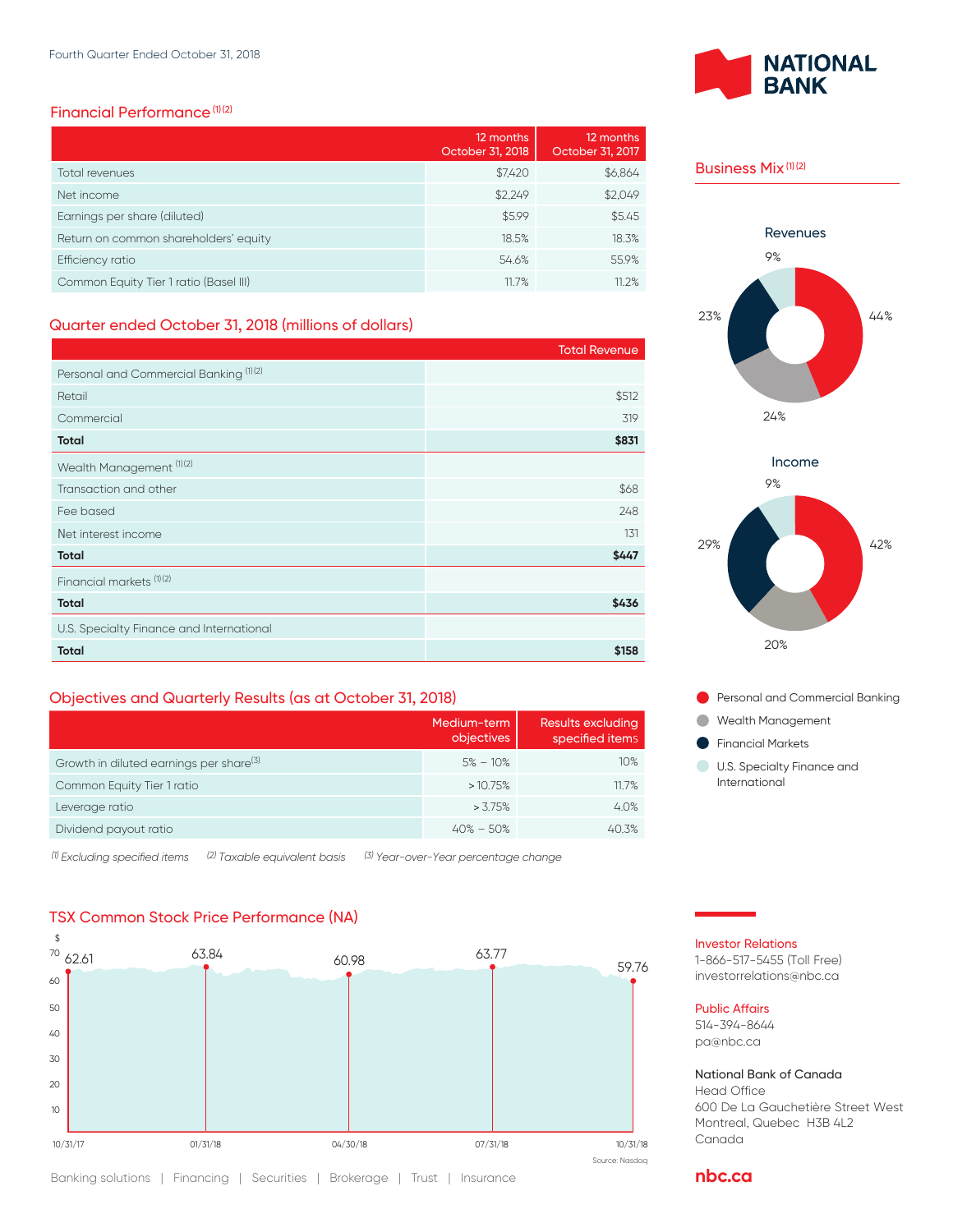Fourth Quarter Ended October 31, 2018

NATIONAL BANK

## Financial Performance [1][2]

| | 12 months October 31, 2018 | 12 months October 31, 2017 |
|---|---|---|
| Total revenues | $7,420 | $6,864 |
| Net income | $2,249 | $2,049 |
| Earnings per share (diluted) | $5.99 | $5.45 |
| Return on common shareholders' equity | 18.5% | 18.3% |
| Efficiency ratio | 54.6% | 55.9% |
| Common Equity Tier 1 ratio (Basel III) | 11.7% | 11.2% |

## Quarter ended October 31, 2018 (millions of dollars)

| | Total Revenue |
|---|---|
| Personal and Commercial Banking [1][2] | |
| Retail | $512 |
| Commercial | 319 |
| **Total** | **$831** |
| Wealth Management [1][2] | |
| Transaction and other | $68 |
| Fee based | 248 |
| Net interest income | 131 |
| **Total** | **$447** |
| Financial markets [1][2] | |
| **Total** | **$436** |
| U.S. Specialty Finance and International | |
| **Total** | **$158** |

## Objectives and Quarterly Results (as at October 31, 2018)

| | Medium-term objectives | Results excluding specified items |
|---|---|---|
| Growth in diluted earnings per share[3] | 5% – 10% | 10% |
| Common Equity Tier 1 ratio | > 10.75% | 11.7% |
| Leverage ratio | > 3.75% | 4.0% |
| Dividend payout ratio | 40% – 50% | 40.3% |

[1] *Excluding specified items* [2] *Taxable equivalent basis* [3] *Year-over-Year percentage change*

## Business Mix [1][2]

Revenues

9%
44%
24%
23%

Income

9%
42%
20%
29%

- Personal and Commercial Banking
- Wealth Management
- Financial Markets
- U.S. Specialty Finance and International

## TSX Common Stock Price Performance (NA)

$
70
60
50
40
30
20
10

62.61
63.84
60.98
63.77
59.76

10/31/17
01/31/18
04/30/18
07/31/18
10/31/18

Source: Nasdaq

Investor Relations
1-866-517-5455 (Toll Free)
investorrelations@nbc.ca

Public Affairs
514-394-8644
pa@nbc.ca

National Bank of Canada
Head Office
600 De La Gauchetière Street West
Montreal, Quebec H3B 4L2
Canada

Banking solutions | Financing | Securities | Brokerage | Trust | Insurance

nbc.ca